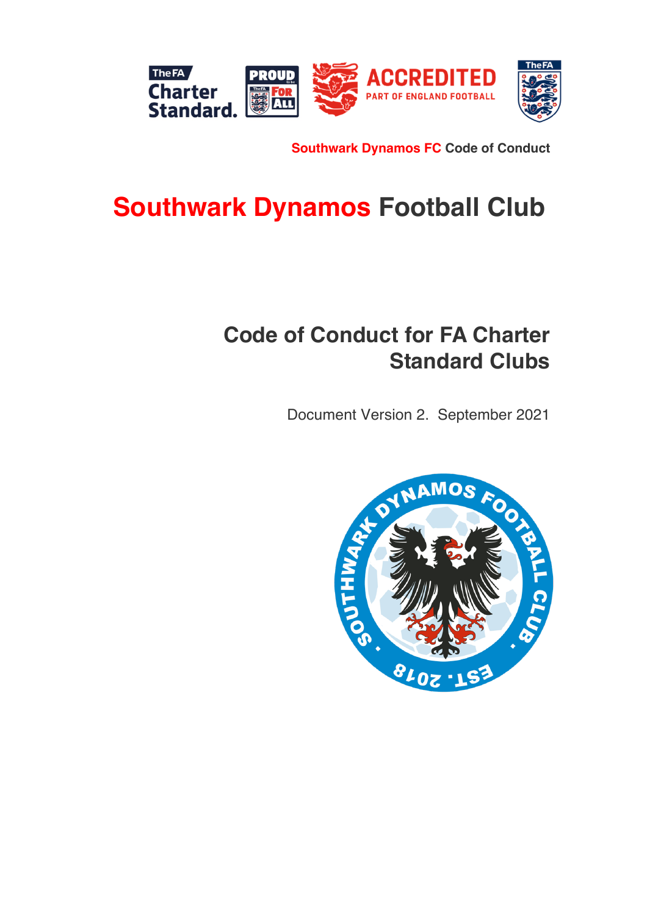Southwark Dynamos FC Code of Conduct

# Southwark Dynamos Football Club

## Code of Conduct for FA Charter Standard Clubs

Document Version 2. September 2021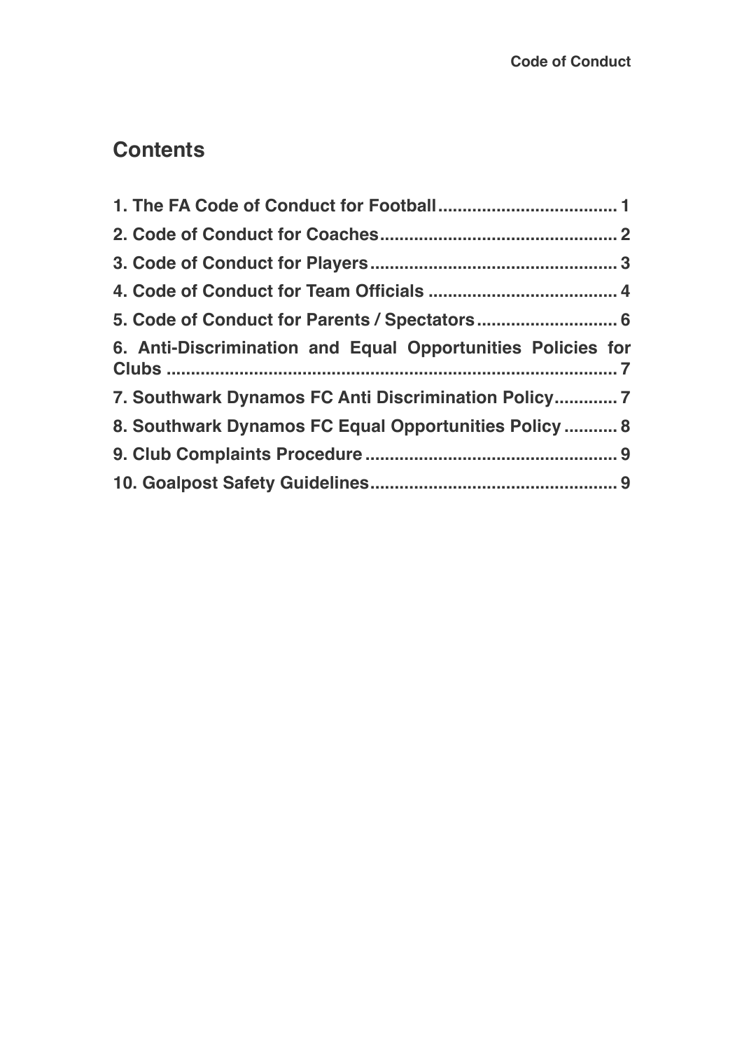## Contents

1. The FA Code of Conduct for Football .................................... 1
2. Code of Conduct for Coaches ................................................ 2
3. Code of Conduct for Players .................................................. 3
4. Code of Conduct for Team Officials ...................................... 4
5. Code of Conduct for Parents / Spectators ............................ 6
6. Anti-Discrimination and Equal Opportunities Policies for Clubs ......................................................................................... 7
7. Southwark Dynamos FC Anti Discrimination Policy ............ 7
8. Southwark Dynamos FC Equal Opportunities Policy ........... 8
9. Club Complaints Procedure ................................................... 9
10. Goalpost Safety Guidelines .................................................. 9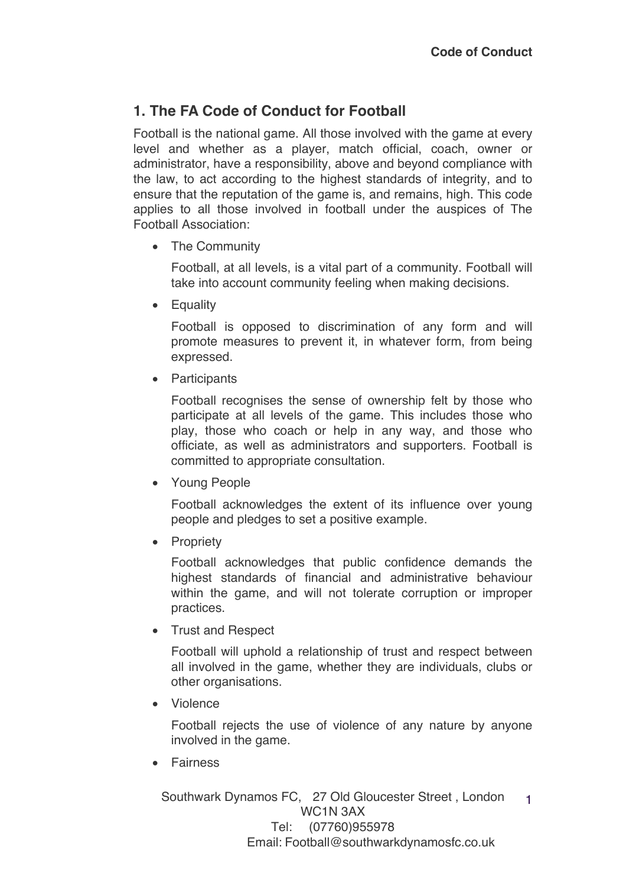## 1. The FA Code of Conduct for Football

Football is the national game. All those involved with the game at every level and whether as a player, match official, coach, owner or administrator, have a responsibility, above and beyond compliance with the law, to act according to the highest standards of integrity, and to ensure that the reputation of the game is, and remains, high. This code applies to all those involved in football under the auspices of The Football Association:

- The Community

  Football, at all levels, is a vital part of a community. Football will take into account community feeling when making decisions.

- Equality

  Football is opposed to discrimination of any form and will promote measures to prevent it, in whatever form, from being expressed.

- Participants

  Football recognises the sense of ownership felt by those who participate at all levels of the game. This includes those who play, those who coach or help in any way, and those who officiate, as well as administrators and supporters. Football is committed to appropriate consultation.

- Young People

  Football acknowledges the extent of its influence over young people and pledges to set a positive example.

- Propriety

  Football acknowledges that public confidence demands the highest standards of financial and administrative behaviour within the game, and will not tolerate corruption or improper practices.

- Trust and Respect

  Football will uphold a relationship of trust and respect between all involved in the game, whether they are individuals, clubs or other organisations.

- Violence

  Football rejects the use of violence of any nature by anyone involved in the game.

- Fairness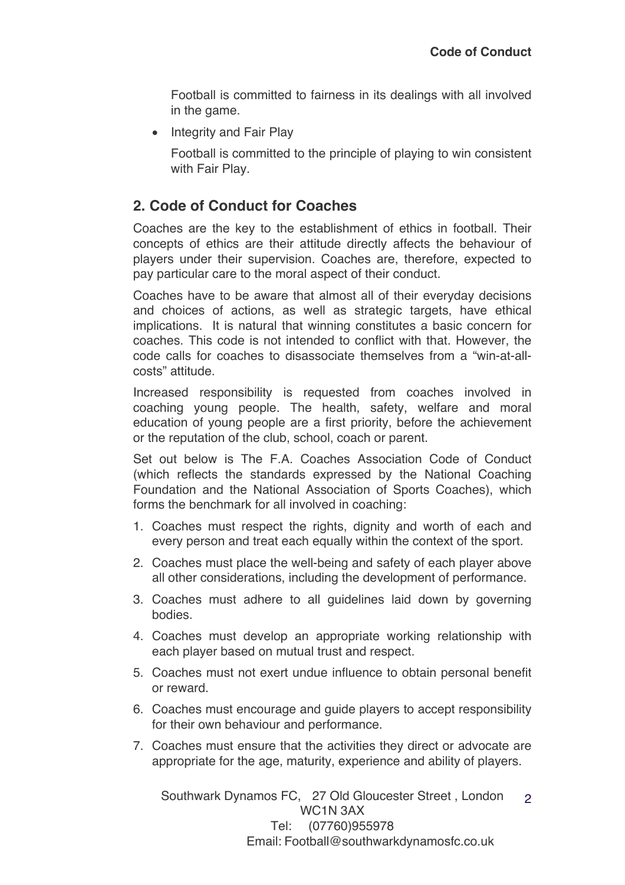Football is committed to fairness in its dealings with all involved in the game.

- Integrity and Fair Play

  Football is committed to the principle of playing to win consistent with Fair Play.

## 2. Code of Conduct for Coaches

Coaches are the key to the establishment of ethics in football. Their concepts of ethics are their attitude directly affects the behaviour of players under their supervision. Coaches are, therefore, expected to pay particular care to the moral aspect of their conduct.

Coaches have to be aware that almost all of their everyday decisions and choices of actions, as well as strategic targets, have ethical implications. It is natural that winning constitutes a basic concern for coaches. This code is not intended to conflict with that. However, the code calls for coaches to disassociate themselves from a "win-at-all-costs" attitude.

Increased responsibility is requested from coaches involved in coaching young people. The health, safety, welfare and moral education of young people are a first priority, before the achievement or the reputation of the club, school, coach or parent.

Set out below is The F.A. Coaches Association Code of Conduct (which reflects the standards expressed by the National Coaching Foundation and the National Association of Sports Coaches), which forms the benchmark for all involved in coaching:

1. Coaches must respect the rights, dignity and worth of each and every person and treat each equally within the context of the sport.
2. Coaches must place the well-being and safety of each player above all other considerations, including the development of performance.
3. Coaches must adhere to all guidelines laid down by governing bodies.
4. Coaches must develop an appropriate working relationship with each player based on mutual trust and respect.
5. Coaches must not exert undue influence to obtain personal benefit or reward.
6. Coaches must encourage and guide players to accept responsibility for their own behaviour and performance.
7. Coaches must ensure that the activities they direct or advocate are appropriate for the age, maturity, experience and ability of players.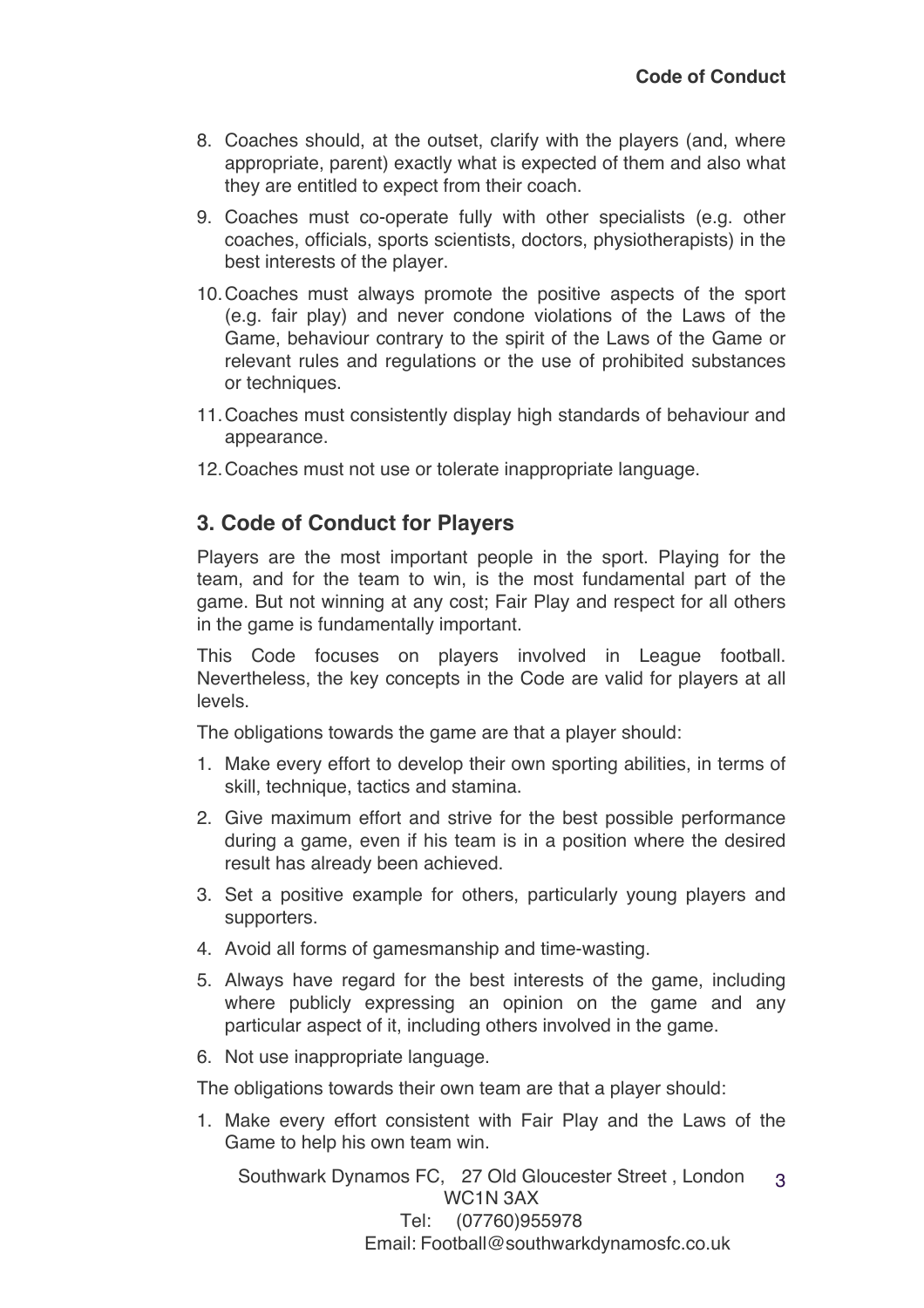8. Coaches should, at the outset, clarify with the players (and, where appropriate, parent) exactly what is expected of them and also what they are entitled to expect from their coach.
9. Coaches must co-operate fully with other specialists (e.g. other coaches, officials, sports scientists, doctors, physiotherapists) in the best interests of the player.
10. Coaches must always promote the positive aspects of the sport (e.g. fair play) and never condone violations of the Laws of the Game, behaviour contrary to the spirit of the Laws of the Game or relevant rules and regulations or the use of prohibited substances or techniques.
11. Coaches must consistently display high standards of behaviour and appearance.
12. Coaches must not use or tolerate inappropriate language.

## 3. Code of Conduct for Players

Players are the most important people in the sport. Playing for the team, and for the team to win, is the most fundamental part of the game. But not winning at any cost; Fair Play and respect for all others in the game is fundamentally important.

This Code focuses on players involved in League football. Nevertheless, the key concepts in the Code are valid for players at all levels.

The obligations towards the game are that a player should:

1. Make every effort to develop their own sporting abilities, in terms of skill, technique, tactics and stamina.
2. Give maximum effort and strive for the best possible performance during a game, even if his team is in a position where the desired result has already been achieved.
3. Set a positive example for others, particularly young players and supporters.
4. Avoid all forms of gamesmanship and time-wasting.
5. Always have regard for the best interests of the game, including where publicly expressing an opinion on the game and any particular aspect of it, including others involved in the game.
6. Not use inappropriate language.

The obligations towards their own team are that a player should:

1. Make every effort consistent with Fair Play and the Laws of the Game to help his own team win.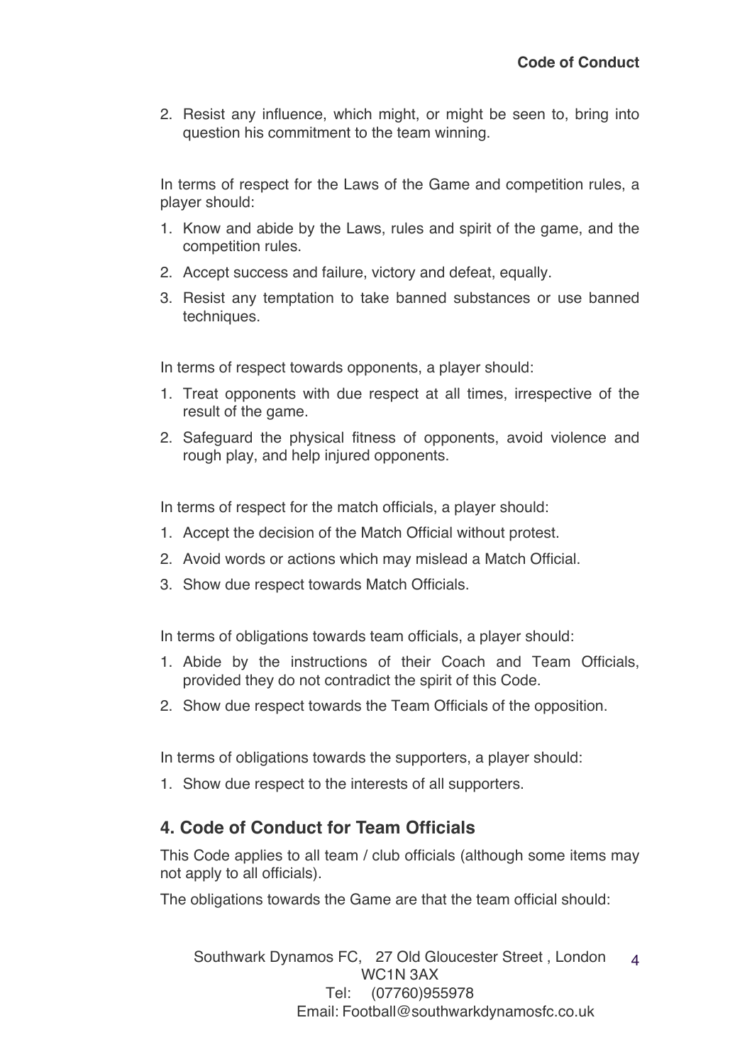2. Resist any influence, which might, or might be seen to, bring into question his commitment to the team winning.

In terms of respect for the Laws of the Game and competition rules, a player should:

1. Know and abide by the Laws, rules and spirit of the game, and the competition rules.
2. Accept success and failure, victory and defeat, equally.
3. Resist any temptation to take banned substances or use banned techniques.

In terms of respect towards opponents, a player should:

1. Treat opponents with due respect at all times, irrespective of the result of the game.
2. Safeguard the physical fitness of opponents, avoid violence and rough play, and help injured opponents.

In terms of respect for the match officials, a player should:

1. Accept the decision of the Match Official without protest.
2. Avoid words or actions which may mislead a Match Official.
3. Show due respect towards Match Officials.

In terms of obligations towards team officials, a player should:

1. Abide by the instructions of their Coach and Team Officials, provided they do not contradict the spirit of this Code.
2. Show due respect towards the Team Officials of the opposition.

In terms of obligations towards the supporters, a player should:

1. Show due respect to the interests of all supporters.

## 4. Code of Conduct for Team Officials

This Code applies to all team / club officials (although some items may not apply to all officials).

The obligations towards the Game are that the team official should: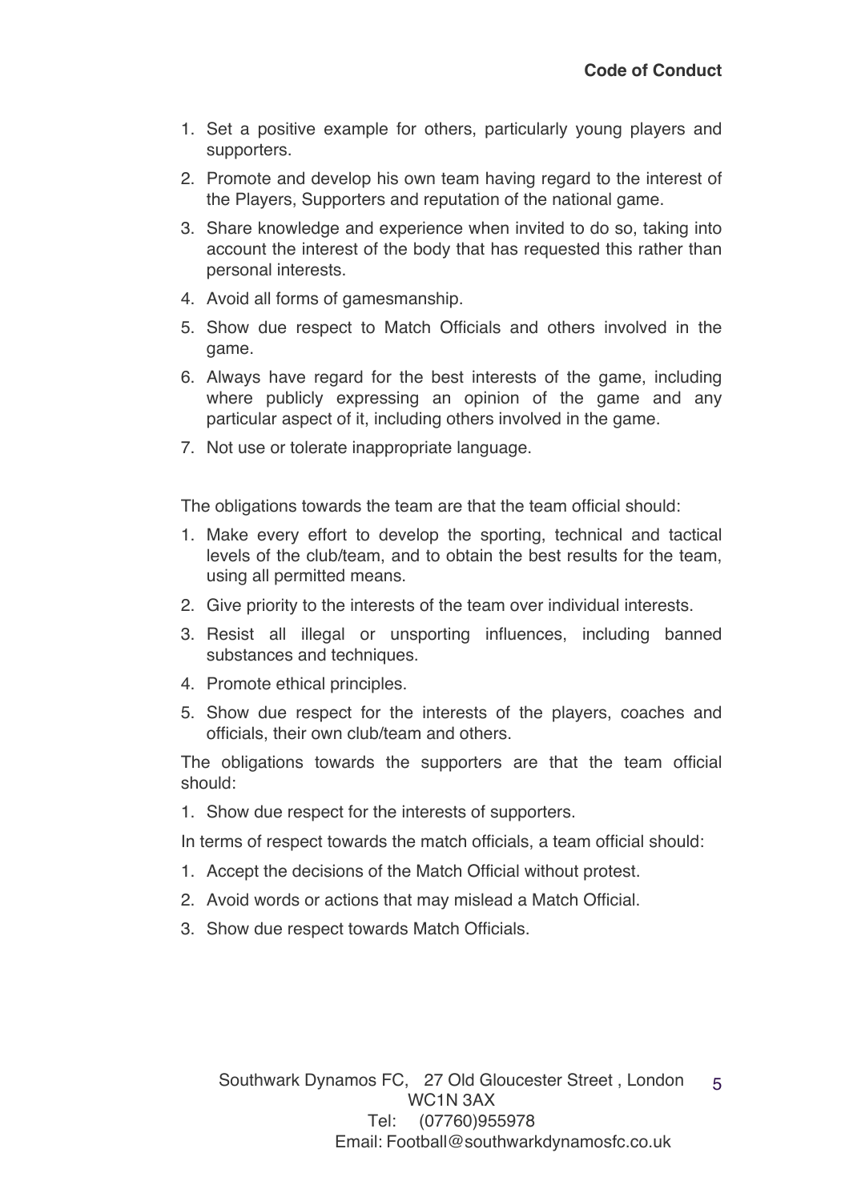1. Set a positive example for others, particularly young players and supporters.
2. Promote and develop his own team having regard to the interest of the Players, Supporters and reputation of the national game.
3. Share knowledge and experience when invited to do so, taking into account the interest of the body that has requested this rather than personal interests.
4. Avoid all forms of gamesmanship.
5. Show due respect to Match Officials and others involved in the game.
6. Always have regard for the best interests of the game, including where publicly expressing an opinion of the game and any particular aspect of it, including others involved in the game.
7. Not use or tolerate inappropriate language.

The obligations towards the team are that the team official should:

1. Make every effort to develop the sporting, technical and tactical levels of the club/team, and to obtain the best results for the team, using all permitted means.
2. Give priority to the interests of the team over individual interests.
3. Resist all illegal or unsporting influences, including banned substances and techniques.
4. Promote ethical principles.
5. Show due respect for the interests of the players, coaches and officials, their own club/team and others.

The obligations towards the supporters are that the team official should:

1. Show due respect for the interests of supporters.

In terms of respect towards the match officials, a team official should:

1. Accept the decisions of the Match Official without protest.
2. Avoid words or actions that may mislead a Match Official.
3. Show due respect towards Match Officials.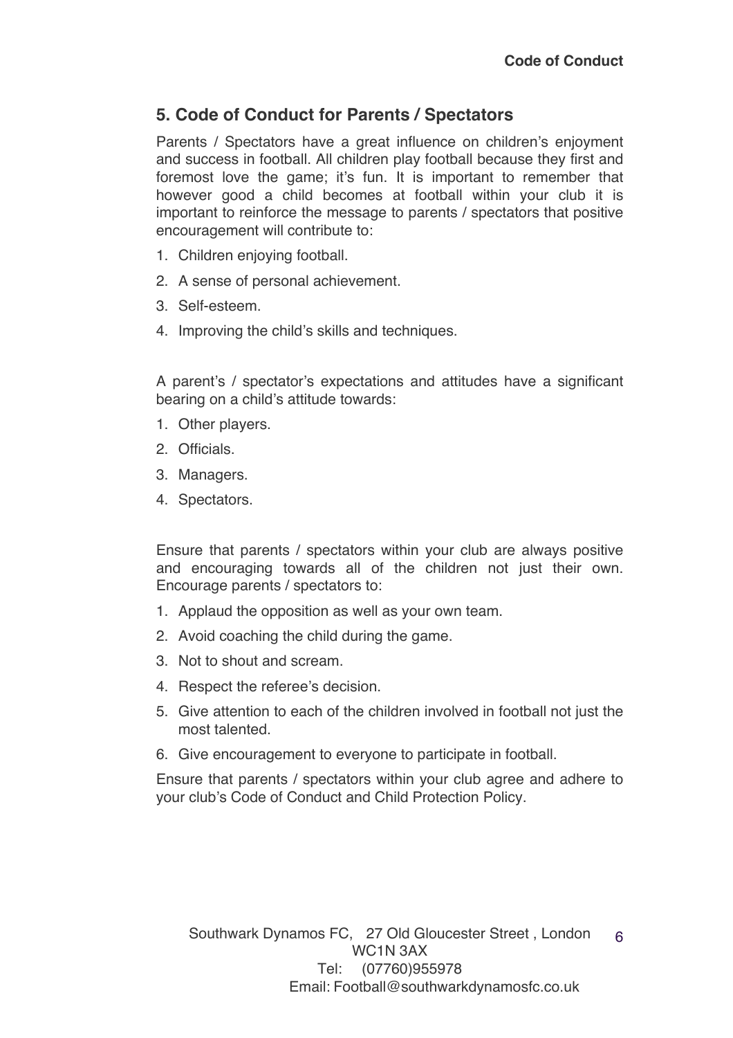## 5. Code of Conduct for Parents / Spectators

Parents / Spectators have a great influence on children's enjoyment and success in football. All children play football because they first and foremost love the game; it's fun. It is important to remember that however good a child becomes at football within your club it is important to reinforce the message to parents / spectators that positive encouragement will contribute to:

1. Children enjoying football.
2. A sense of personal achievement.
3. Self-esteem.
4. Improving the child's skills and techniques.

A parent's / spectator's expectations and attitudes have a significant bearing on a child's attitude towards:

1. Other players.
2. Officials.
3. Managers.
4. Spectators.

Ensure that parents / spectators within your club are always positive and encouraging towards all of the children not just their own. Encourage parents / spectators to:

1. Applaud the opposition as well as your own team.
2. Avoid coaching the child during the game.
3. Not to shout and scream.
4. Respect the referee's decision.
5. Give attention to each of the children involved in football not just the most talented.
6. Give encouragement to everyone to participate in football.

Ensure that parents / spectators within your club agree and adhere to your club's Code of Conduct and Child Protection Policy.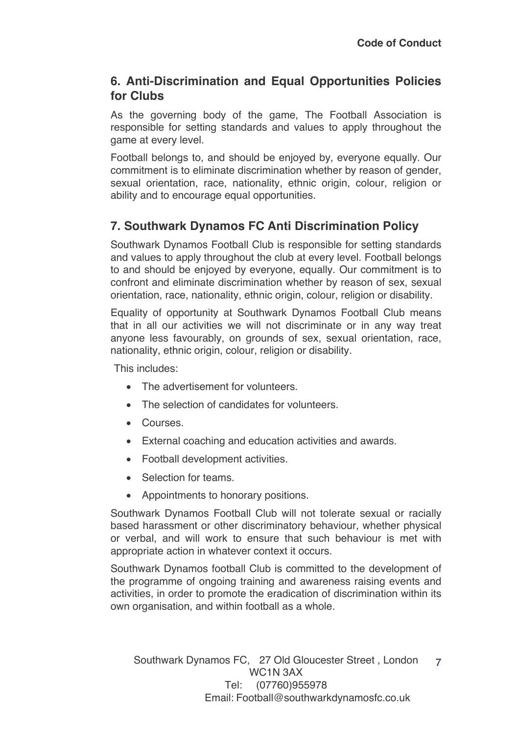## 6. Anti-Discrimination and Equal Opportunities Policies for Clubs

As the governing body of the game, The Football Association is responsible for setting standards and values to apply throughout the game at every level.

Football belongs to, and should be enjoyed by, everyone equally. Our commitment is to eliminate discrimination whether by reason of gender, sexual orientation, race, nationality, ethnic origin, colour, religion or ability and to encourage equal opportunities.

## 7. Southwark Dynamos FC Anti Discrimination Policy

Southwark Dynamos Football Club is responsible for setting standards and values to apply throughout the club at every level. Football belongs to and should be enjoyed by everyone, equally. Our commitment is to confront and eliminate discrimination whether by reason of sex, sexual orientation, race, nationality, ethnic origin, colour, religion or disability.

Equality of opportunity at Southwark Dynamos Football Club means that in all our activities we will not discriminate or in any way treat anyone less favourably, on grounds of sex, sexual orientation, race, nationality, ethnic origin, colour, religion or disability.

This includes:

- The advertisement for volunteers.
- The selection of candidates for volunteers.
- Courses.
- External coaching and education activities and awards.
- Football development activities.
- Selection for teams.
- Appointments to honorary positions.

Southwark Dynamos Football Club will not tolerate sexual or racially based harassment or other discriminatory behaviour, whether physical or verbal, and will work to ensure that such behaviour is met with appropriate action in whatever context it occurs.

Southwark Dynamos football Club is committed to the development of the programme of ongoing training and awareness raising events and activities, in order to promote the eradication of discrimination within its own organisation, and within football as a whole.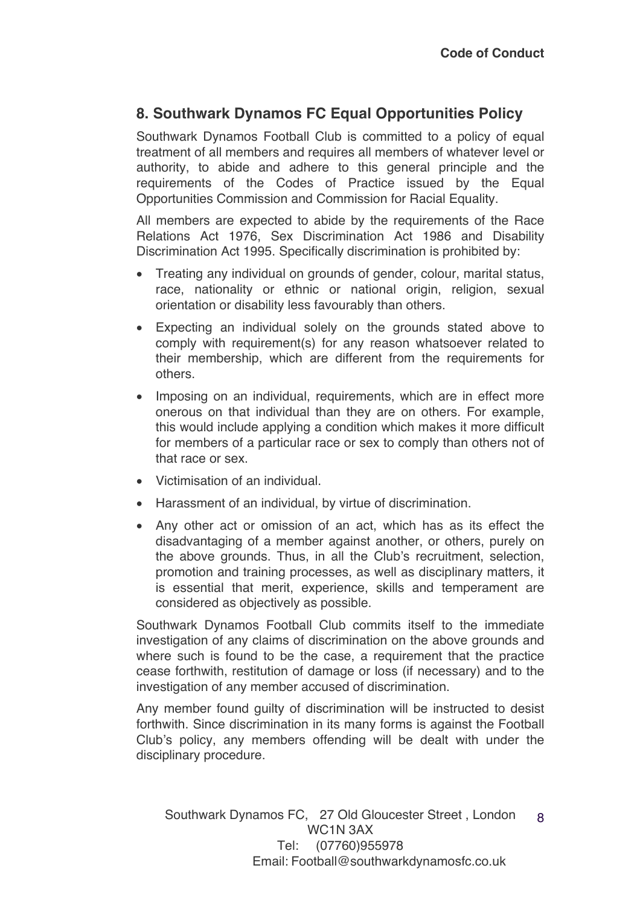## 8. Southwark Dynamos FC Equal Opportunities Policy

Southwark Dynamos Football Club is committed to a policy of equal treatment of all members and requires all members of whatever level or authority, to abide and adhere to this general principle and the requirements of the Codes of Practice issued by the Equal Opportunities Commission and Commission for Racial Equality.

All members are expected to abide by the requirements of the Race Relations Act 1976, Sex Discrimination Act 1986 and Disability Discrimination Act 1995. Specifically discrimination is prohibited by:

- Treating any individual on grounds of gender, colour, marital status, race, nationality or ethnic or national origin, religion, sexual orientation or disability less favourably than others.
- Expecting an individual solely on the grounds stated above to comply with requirement(s) for any reason whatsoever related to their membership, which are different from the requirements for others.
- Imposing on an individual, requirements, which are in effect more onerous on that individual than they are on others. For example, this would include applying a condition which makes it more difficult for members of a particular race or sex to comply than others not of that race or sex.
- Victimisation of an individual.
- Harassment of an individual, by virtue of discrimination.
- Any other act or omission of an act, which has as its effect the disadvantaging of a member against another, or others, purely on the above grounds. Thus, in all the Club's recruitment, selection, promotion and training processes, as well as disciplinary matters, it is essential that merit, experience, skills and temperament are considered as objectively as possible.

Southwark Dynamos Football Club commits itself to the immediate investigation of any claims of discrimination on the above grounds and where such is found to be the case, a requirement that the practice cease forthwith, restitution of damage or loss (if necessary) and to the investigation of any member accused of discrimination.

Any member found guilty of discrimination will be instructed to desist forthwith. Since discrimination in its many forms is against the Football Club's policy, any members offending will be dealt with under the disciplinary procedure.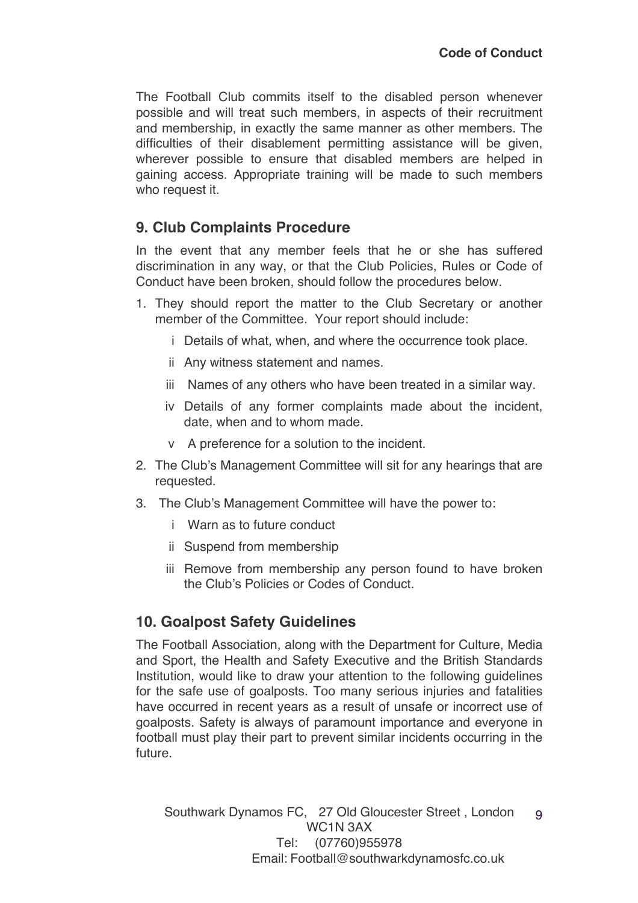The Football Club commits itself to the disabled person whenever possible and will treat such members, in aspects of their recruitment and membership, in exactly the same manner as other members. The difficulties of their disablement permitting assistance will be given, wherever possible to ensure that disabled members are helped in gaining access. Appropriate training will be made to such members who request it.

## 9. Club Complaints Procedure

In the event that any member feels that he or she has suffered discrimination in any way, or that the Club Policies, Rules or Code of Conduct have been broken, should follow the procedures below.

1. They should report the matter to the Club Secretary or another member of the Committee. Your report should include:
   - i Details of what, when, and where the occurrence took place.
   - ii Any witness statement and names.
   - iii Names of any others who have been treated in a similar way.
   - iv Details of any former complaints made about the incident, date, when and to whom made.
   - v A preference for a solution to the incident.
2. The Club's Management Committee will sit for any hearings that are requested.
3. The Club's Management Committee will have the power to:
   - i Warn as to future conduct
   - ii Suspend from membership
   - iii Remove from membership any person found to have broken the Club's Policies or Codes of Conduct.

## 10. Goalpost Safety Guidelines

The Football Association, along with the Department for Culture, Media and Sport, the Health and Safety Executive and the British Standards Institution, would like to draw your attention to the following guidelines for the safe use of goalposts. Too many serious injuries and fatalities have occurred in recent years as a result of unsafe or incorrect use of goalposts. Safety is always of paramount importance and everyone in football must play their part to prevent similar incidents occurring in the future.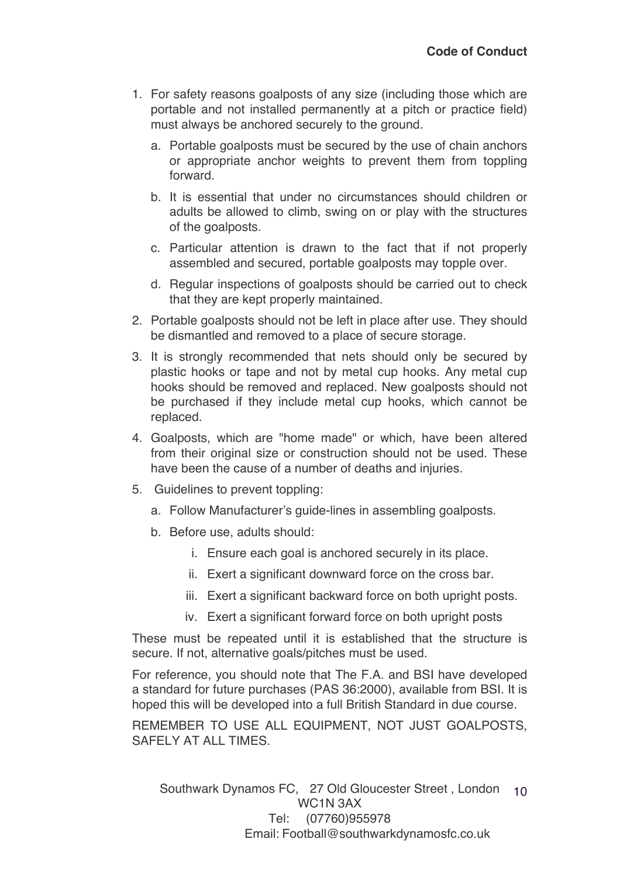1. For safety reasons goalposts of any size (including those which are portable and not installed permanently at a pitch or practice field) must always be anchored securely to the ground.
   a. Portable goalposts must be secured by the use of chain anchors or appropriate anchor weights to prevent them from toppling forward.
   b. It is essential that under no circumstances should children or adults be allowed to climb, swing on or play with the structures of the goalposts.
   c. Particular attention is drawn to the fact that if not properly assembled and secured, portable goalposts may topple over.
   d. Regular inspections of goalposts should be carried out to check that they are kept properly maintained.
2. Portable goalposts should not be left in place after use. They should be dismantled and removed to a place of secure storage.
3. It is strongly recommended that nets should only be secured by plastic hooks or tape and not by metal cup hooks. Any metal cup hooks should be removed and replaced. New goalposts should not be purchased if they include metal cup hooks, which cannot be replaced.
4. Goalposts, which are "home made" or which, have been altered from their original size or construction should not be used. These have been the cause of a number of deaths and injuries.
5. Guidelines to prevent toppling:
   a. Follow Manufacturer's guide-lines in assembling goalposts.
   b. Before use, adults should:
      i. Ensure each goal is anchored securely in its place.
      ii. Exert a significant downward force on the cross bar.
      iii. Exert a significant backward force on both upright posts.
      iv. Exert a significant forward force on both upright posts

These must be repeated until it is established that the structure is secure. If not, alternative goals/pitches must be used.

For reference, you should note that The F.A. and BSI have developed a standard for future purchases (PAS 36:2000), available from BSI. It is hoped this will be developed into a full British Standard in due course.

REMEMBER TO USE ALL EQUIPMENT, NOT JUST GOALPOSTS, SAFELY AT ALL TIMES.